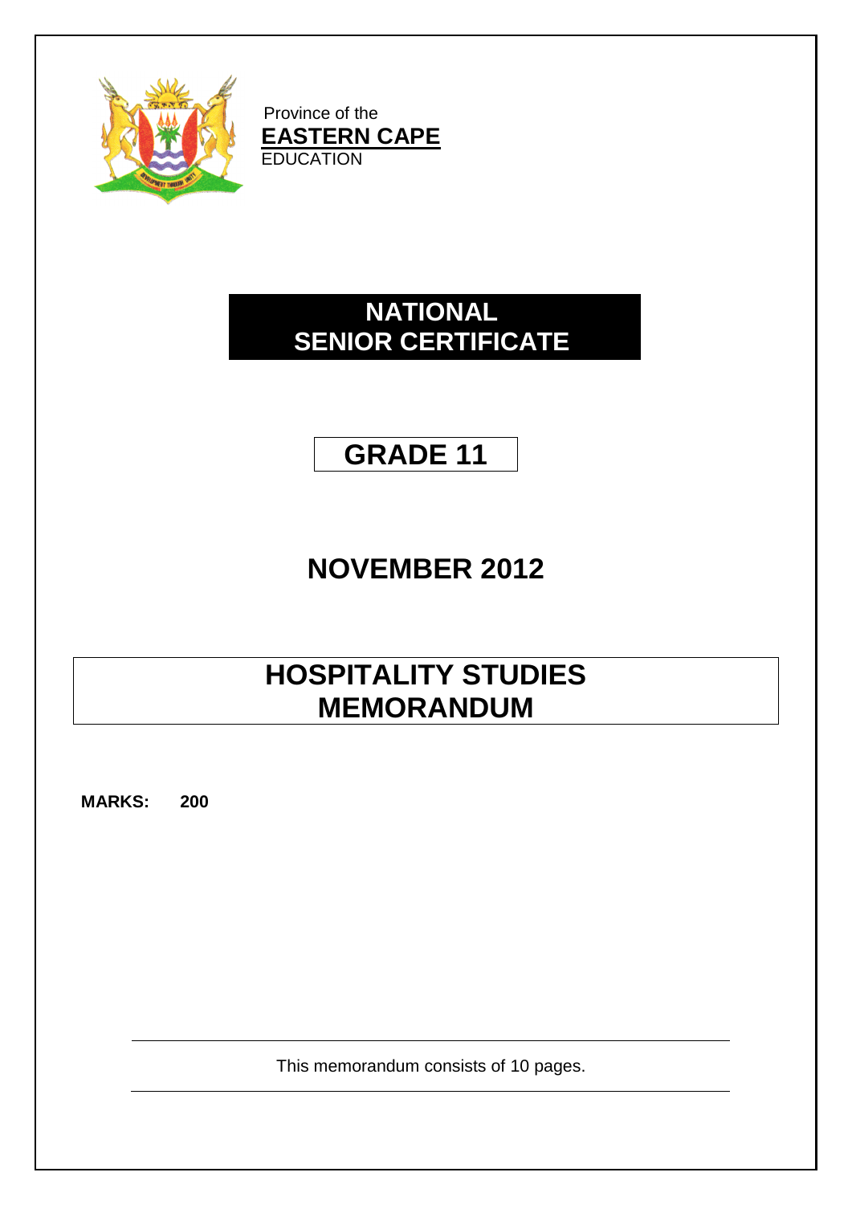Province of the

**EASTERN CAPE**

EDUCATION

# NATIONAL SENIOR CERTIFICATE

# GRADE 11

# NOVEMBER 2012

# HOSPITALITY STUDIES MEMORANDUM

**MARKS: 200**

This memorandum consists of 10 pages.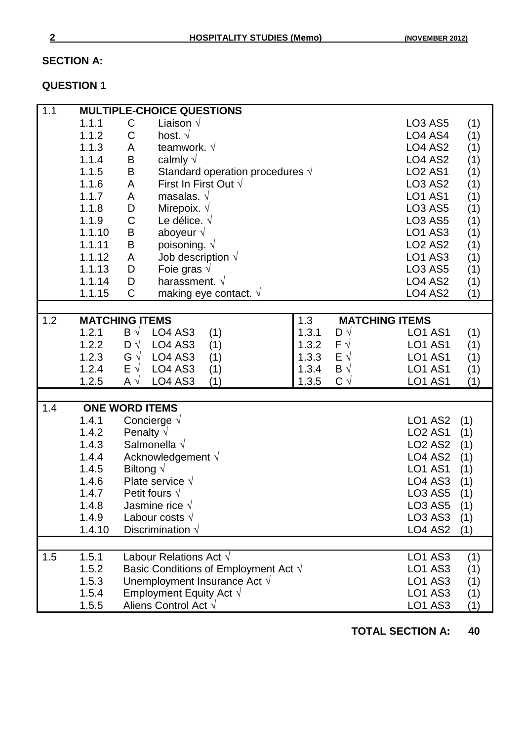## SECTION A:

## QUESTION 1

| 1.1 | MULTIPLE-CHOICE QUESTIONS | | | | |
|---|---|---|---|---|---|
| | 1.1.1 | C | Liaison √ | LO3 AS5 | (1) |
| | 1.1.2 | C | host. √ | LO4 AS4 | (1) |
| | 1.1.3 | A | teamwork. √ | LO4 AS2 | (1) |
| | 1.1.4 | B | calmly √ | LO4 AS2 | (1) |
| | 1.1.5 | B | Standard operation procedures √ | LO2 AS1 | (1) |
| | 1.1.6 | A | First In First Out √ | LO3 AS2 | (1) |
| | 1.1.7 | A | masalas. √ | LO1 AS1 | (1) |
| | 1.1.8 | D | Mirepoix. √ | LO3 AS5 | (1) |
| | 1.1.9 | C | Le délice. √ | LO3 AS5 | (1) |
| | 1.1.10 | B | aboyeur √ | LO1 AS3 | (1) |
| | 1.1.11 | B | poisoning. √ | LO2 AS2 | (1) |
| | 1.1.12 | A | Job description √ | LO1 AS3 | (1) |
| | 1.1.13 | D | Foie gras √ | LO3 AS5 | (1) |
| | 1.1.14 | D | harassment. √ | LO4 AS2 | (1) |
| | 1.1.15 | C | making eye contact. √ | LO4 AS2 | (1) |

| 1.2 | MATCHING ITEMS | | | 1.3 | MATCHING ITEMS | | |
|---|---|---|---|---|---|---|---|
| 1.2.1 | B √ | LO4 AS3 | (1) | 1.3.1 | D √ | LO1 AS1 | (1) |
| 1.2.2 | D √ | LO4 AS3 | (1) | 1.3.2 | F √ | LO1 AS1 | (1) |
| 1.2.3 | G √ | LO4 AS3 | (1) | 1.3.3 | E √ | LO1 AS1 | (1) |
| 1.2.4 | E √ | LO4 AS3 | (1) | 1.3.4 | B √ | LO1 AS1 | (1) |
| 1.2.5 | A √ | LO4 AS3 | (1) | 1.3.5 | C √ | LO1 AS1 | (1) |

| 1.4 | ONE WORD ITEMS | | | |
|---|---|---|---|---|
| | 1.4.1 | Concierge √ | LO1 AS2 | (1) |
| | 1.4.2 | Penalty √ | LO2 AS1 | (1) |
| | 1.4.3 | Salmonella √ | LO2 AS2 | (1) |
| | 1.4.4 | Acknowledgement √ | LO4 AS2 | (1) |
| | 1.4.5 | Biltong √ | LO1 AS1 | (1) |
| | 1.4.6 | Plate service √ | LO4 AS3 | (1) |
| | 1.4.7 | Petit fours √ | LO3 AS5 | (1) |
| | 1.4.8 | Jasmine rice √ | LO3 AS5 | (1) |
| | 1.4.9 | Labour costs √ | LO3 AS3 | (1) |
| | 1.4.10 | Discrimination √ | LO4 AS2 | (1) |

| 1.5 | | | | |
|---|---|---|---|---|
| | 1.5.1 | Labour Relations Act √ | LO1 AS3 | (1) |
| | 1.5.2 | Basic Conditions of Employment Act √ | LO1 AS3 | (1) |
| | 1.5.3 | Unemployment Insurance Act √ | LO1 AS3 | (1) |
| | 1.5.4 | Employment Equity Act √ | LO1 AS3 | (1) |
| | 1.5.5 | Aliens Control Act √ | LO1 AS3 | (1) |

**TOTAL SECTION A: 40**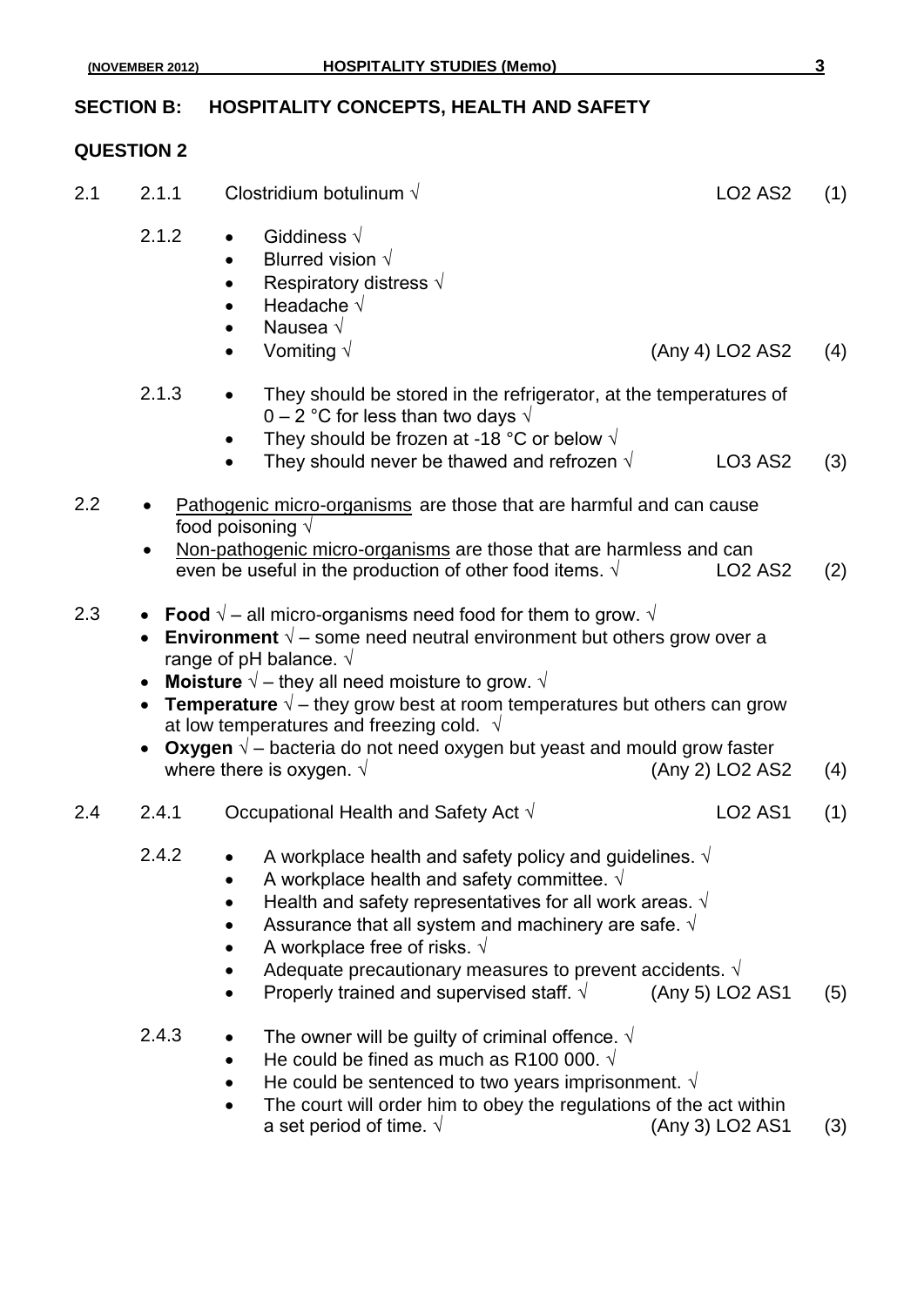## SECTION B: HOSPITALITY CONCEPTS, HEALTH AND SAFETY

### QUESTION 2

2.1 2.1.1 Clostridium botulinum √ LO2 AS2 (1)

2.1.2
- Giddiness √
- Blurred vision √
- Respiratory distress √
- Headache √
- Nausea √
- Vomiting √ (Any 4) LO2 AS2 (4)

2.1.3
- They should be stored in the refrigerator, at the temperatures of 0 – 2 °C for less than two days √
- They should be frozen at -18 °C or below √
- They should never be thawed and refrozen √ LO3 AS2 (3)

2.2
- Pathogenic micro-organisms are those that are harmful and can cause food poisoning √
- Non-pathogenic micro-organisms are those that are harmless and can even be useful in the production of other food items. √ LO2 AS2 (2)

2.3
- **Food** √ – all micro-organisms need food for them to grow. √
- **Environment** √ – some need neutral environment but others grow over a range of pH balance. √
- **Moisture** √ – they all need moisture to grow. √
- **Temperature** √ – they grow best at room temperatures but others can grow at low temperatures and freezing cold. √
- **Oxygen** √ – bacteria do not need oxygen but yeast and mould grow faster where there is oxygen. √ (Any 2) LO2 AS2 (4)

2.4 2.4.1 Occupational Health and Safety Act √ LO2 AS1 (1)

2.4.2
- A workplace health and safety policy and guidelines. √
- A workplace health and safety committee. √
- Health and safety representatives for all work areas. √
- Assurance that all system and machinery are safe. √
- A workplace free of risks. √
- Adequate precautionary measures to prevent accidents. √
- Properly trained and supervised staff. √ (Any 5) LO2 AS1 (5)

2.4.3
- The owner will be guilty of criminal offence. √
- He could be fined as much as R100 000. √
- He could be sentenced to two years imprisonment. √
- The court will order him to obey the regulations of the act within a set period of time. √ (Any 3) LO2 AS1 (3)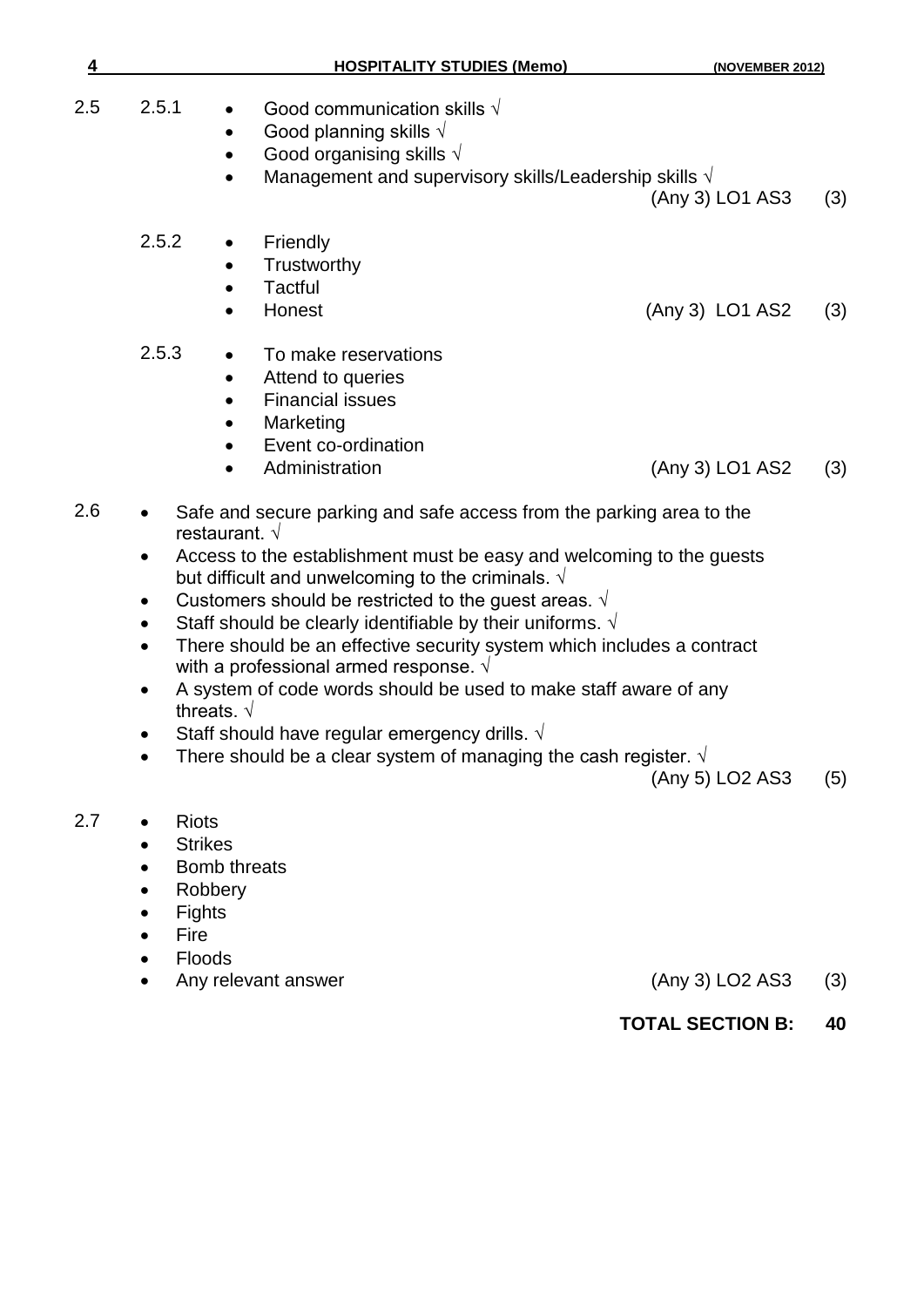2.5

2.5.1
- Good communication skills √
- Good planning skills √
- Good organising skills √
- Management and supervisory skills/Leadership skills √

(Any 3) LO1 AS3 (3)

2.5.2
- Friendly
- Trustworthy
- Tactful
- Honest

(Any 3) LO1 AS2 (3)

2.5.3
- To make reservations
- Attend to queries
- Financial issues
- Marketing
- Event co-ordination
- Administration

(Any 3) LO1 AS2 (3)

2.6
- Safe and secure parking and safe access from the parking area to the restaurant. √
- Access to the establishment must be easy and welcoming to the guests but difficult and unwelcoming to the criminals. √
- Customers should be restricted to the guest areas. √
- Staff should be clearly identifiable by their uniforms. √
- There should be an effective security system which includes a contract with a professional armed response. √
- A system of code words should be used to make staff aware of any threats. √
- Staff should have regular emergency drills. √
- There should be a clear system of managing the cash register. √

(Any 5) LO2 AS3 (5)

2.7
- Riots
- Strikes
- Bomb threats
- Robbery
- Fights
- Fire
- Floods
- Any relevant answer

(Any 3) LO2 AS3 (3)

**TOTAL SECTION B: 40**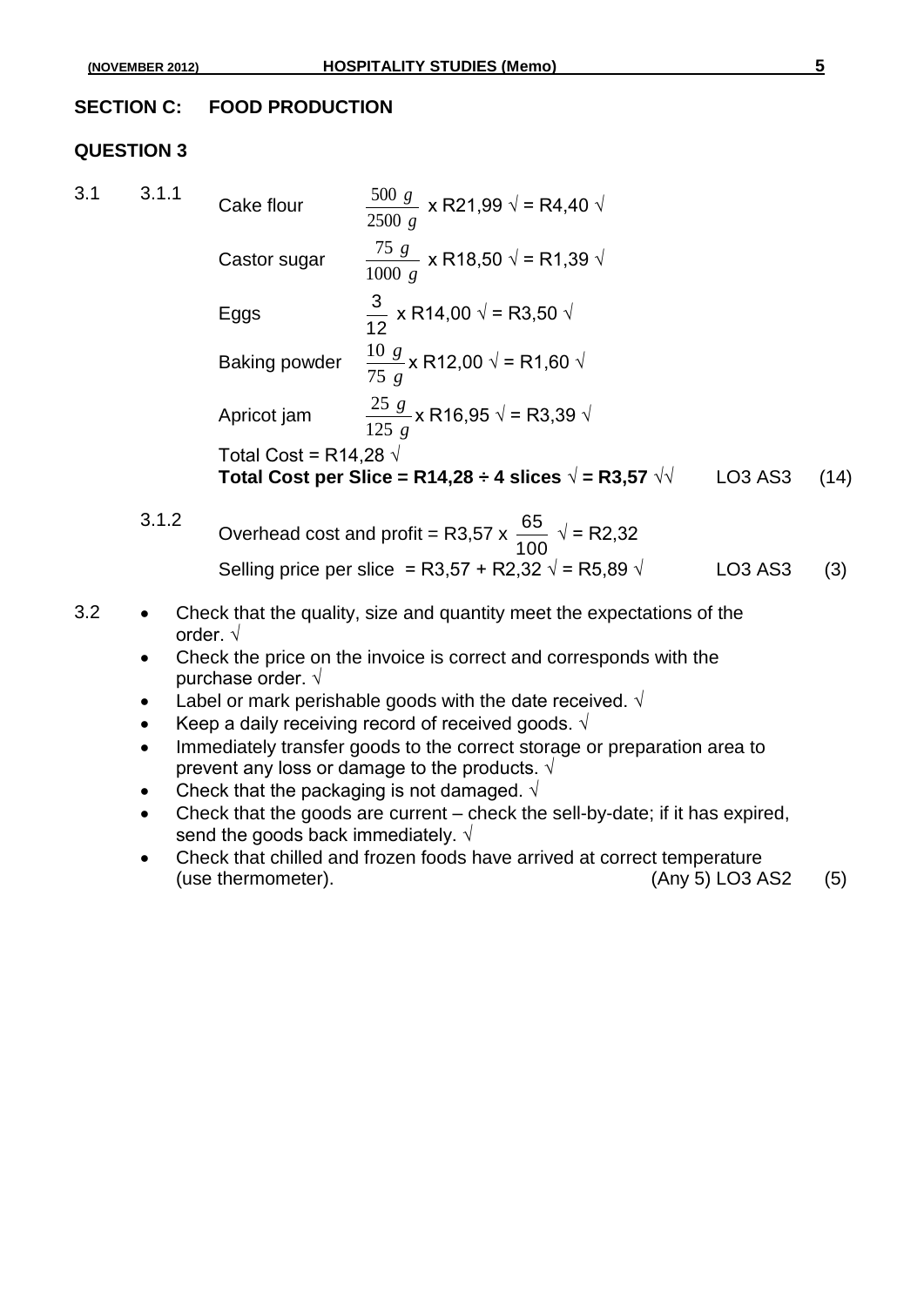## SECTION C: FOOD PRODUCTION

### QUESTION 3

3.1 3.1.1

Cake flour $\frac{500\ g}{2500\ g}$ x R21,99 √ = R4,40 √

Castor sugar $\frac{75\ g}{1000\ g}$ x R18,50 √ = R1,39 √

Eggs $\frac{3}{12}$ x R14,00 √ = R3,50 √

Baking powder $\frac{10\ g}{75\ g}$ x R12,00 √ = R1,60 √

Apricot jam $\frac{25\ g}{125\ g}$ x R16,95 √ = R3,39 √

Total Cost = R14,28 √

**Total Cost per Slice = R14,28 ÷ 4 slices √ = R3,57 √√** LO3 AS3 (14)

3.1.2

Overhead cost and profit = R3,57 x $\frac{65}{100}$ √ = R2,32

Selling price per slice = R3,57 + R2,32 √ = R5,89 √ LO3 AS3 (3)

3.2

- Check that the quality, size and quantity meet the expectations of the order. √
- Check the price on the invoice is correct and corresponds with the purchase order. √
- Label or mark perishable goods with the date received. √
- Keep a daily receiving record of received goods. √
- Immediately transfer goods to the correct storage or preparation area to prevent any loss or damage to the products. √
- Check that the packaging is not damaged. √
- Check that the goods are current – check the sell-by-date; if it has expired, send the goods back immediately. √
- Check that chilled and frozen foods have arrived at correct temperature (use thermometer). (Any 5) LO3 AS2 (5)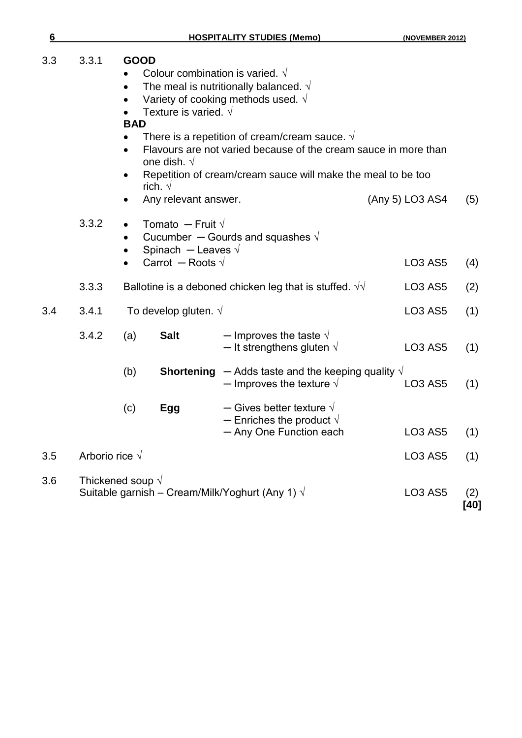3.3 3.3.1 **GOOD**

- Colour combination is varied. √
- The meal is nutritionally balanced. √
- Variety of cooking methods used. √
- Texture is varied. √

**BAD**

- There is a repetition of cream/cream sauce. √
- Flavours are not varied because of the cream sauce in more than one dish. √
- Repetition of cream/cream sauce will make the meal to be too rich. √
- Any relevant answer. (Any 5) LO3 AS4 (5)

3.3.2

- Tomato – Fruit √
- Cucumber – Gourds and squashes √
- Spinach – Leaves √
- Carrot – Roots √ LO3 AS5 (4)

3.3.3 Ballotine is a deboned chicken leg that is stuffed. √√ LO3 AS5 (2)

3.4 3.4.1 To develop gluten. √ LO3 AS5 (1)

3.4.2

| | | | | |
|---|---|---|---|---|
| (a) | **Salt** | – Improves the taste √<br>– It strengthens gluten √ | LO3 AS5 | (1) |
| (b) | **Shortening** | – Adds taste and the keeping quality √<br>– Improves the texture √ | LO3 AS5 | (1) |
| (c) | **Egg** | – Gives better texture √<br>– Enriches the product √<br>– Any One Function each | LO3 AS5 | (1) |

3.5 Arborio rice √ LO3 AS5 (1)

3.6 Thickened soup √
Suitable garnish – Cream/Milk/Yoghurt (Any 1) √ LO3 AS5 (2)

**[40]**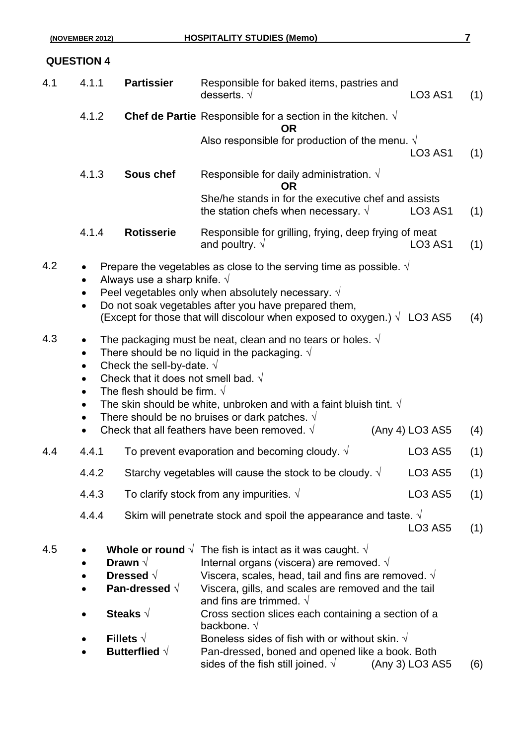## QUESTION 4

4.1

4.1.1 **Partissier** Responsible for baked items, pastries and desserts. √ LO3 AS1 (1)

4.1.2 **Chef de Partie** Responsible for a section in the kitchen. √
**OR**
Also responsible for production of the menu. √ LO3 AS1 (1)

4.1.3 **Sous chef** Responsible for daily administration. √
**OR**
She/he stands in for the executive chef and assists the station chefs when necessary. √ LO3 AS1 (1)

4.1.4 **Rotisserie** Responsible for grilling, frying, deep frying of meat and poultry. √ LO3 AS1 (1)

4.2

- Prepare the vegetables as close to the serving time as possible. √
- Always use a sharp knife. √
- Peel vegetables only when absolutely necessary. √
- Do not soak vegetables after you have prepared them, (Except for those that will discolour when exposed to oxygen.) √ LO3 AS5 (4)

4.3

- The packaging must be neat, clean and no tears or holes. √
- There should be no liquid in the packaging. √
- Check the sell-by-date. √
- Check that it does not smell bad. √
- The flesh should be firm. √
- The skin should be white, unbroken and with a faint bluish tint. √
- There should be no bruises or dark patches. √
- Check that all feathers have been removed. √ (Any 4) LO3 AS5 (4)

4.4

4.4.1 To prevent evaporation and becoming cloudy. √ LO3 AS5 (1)

4.4.2 Starchy vegetables will cause the stock to be cloudy. √ LO3 AS5 (1)

4.4.3 To clarify stock from any impurities. √ LO3 AS5 (1)

4.4.4 Skim will penetrate stock and spoil the appearance and taste. √ LO3 AS5 (1)

4.5

- **Whole or round** √ The fish is intact as it was caught. √
- **Drawn** √ Internal organs (viscera) are removed. √
- **Dressed** √ Viscera, scales, head, tail and fins are removed. √
- **Pan-dressed** √ Viscera, gills, and scales are removed and the tail and fins are trimmed. √
- **Steaks** √ Cross section slices each containing a section of a backbone. √
- **Fillets** √ Boneless sides of fish with or without skin. √
- **Butterflied** √ Pan-dressed, boned and opened like a book. Both sides of the fish still joined. √ (Any 3) LO3 AS5 (6)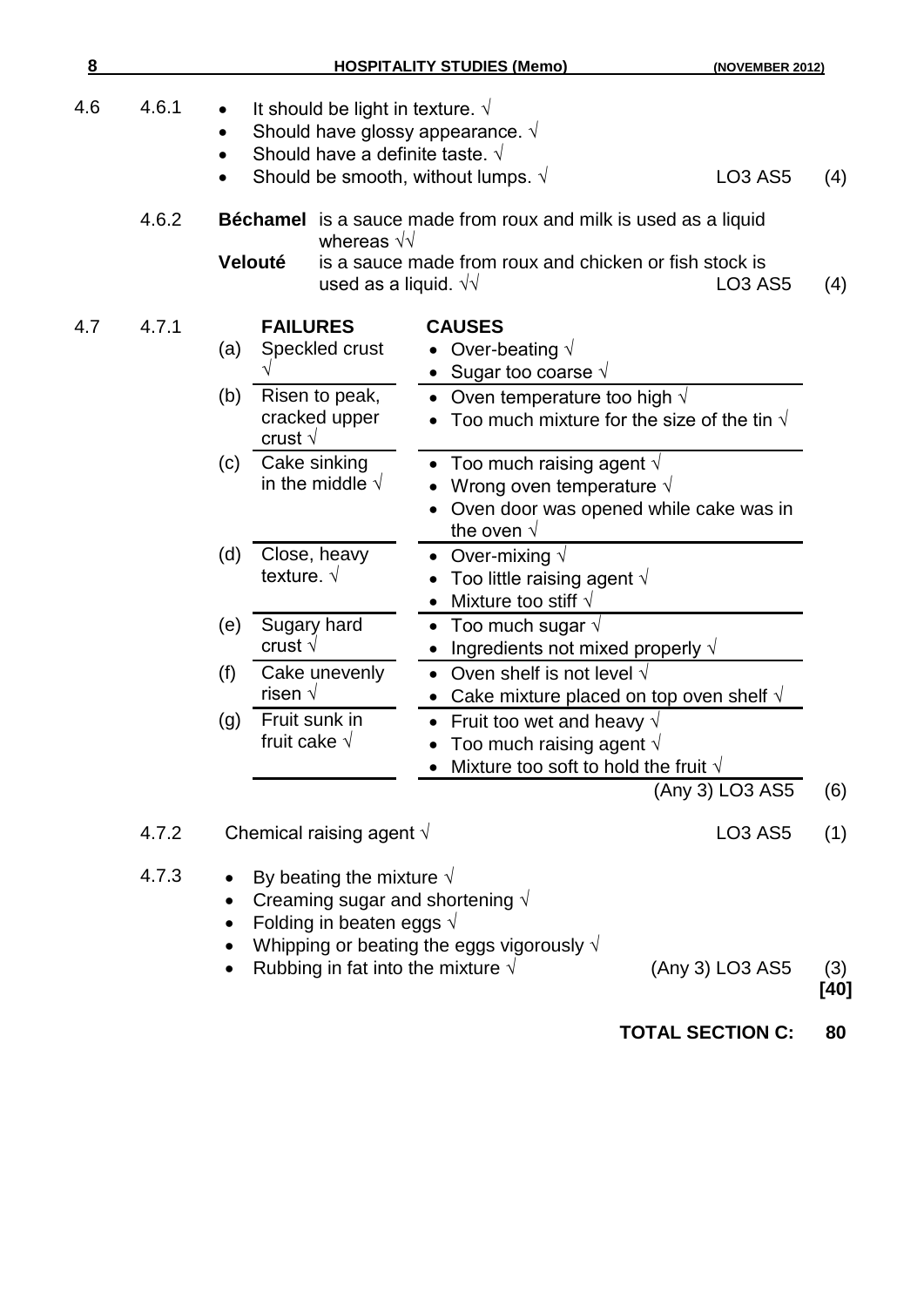4.6 4.6.1

- It should be light in texture. √
- Should have glossy appearance. √
- Should have a definite taste. √
- Should be smooth, without lumps. √ LO3 AS5 (4)

4.6.2 **Béchamel** is a sauce made from roux and milk is used as a liquid whereas √√
**Velouté** is a sauce made from roux and chicken or fish stock is used as a liquid. √√ LO3 AS5 (4)

4.7 4.7.1

| | FAILURES | CAUSES |
|---|---|---|
| (a) | Speckled crust √ | • Over-beating √<br>• Sugar too coarse √ |
| (b) | Risen to peak, cracked upper crust √ | • Oven temperature too high √<br>• Too much mixture for the size of the tin √ |
| (c) | Cake sinking in the middle √ | • Too much raising agent √<br>• Wrong oven temperature √<br>• Oven door was opened while cake was in the oven √ |
| (d) | Close, heavy texture. √ | • Over-mixing √<br>• Too little raising agent √<br>• Mixture too stiff √ |
| (e) | Sugary hard crust √ | • Too much sugar √<br>• Ingredients not mixed properly √ |
| (f) | Cake unevenly risen √ | • Oven shelf is not level √<br>• Cake mixture placed on top oven shelf √ |
| (g) | Fruit sunk in fruit cake √ | • Fruit too wet and heavy √<br>• Too much raising agent √<br>• Mixture too soft to hold the fruit √ |

(Any 3) LO3 AS5 (6)

4.7.2 Chemical raising agent √ LO3 AS5 (1)

4.7.3

- By beating the mixture √
- Creaming sugar and shortening √
- Folding in beaten eggs √
- Whipping or beating the eggs vigorously √
- Rubbing in fat into the mixture √ (Any 3) LO3 AS5 (3)

**[40]**

**TOTAL SECTION C: 80**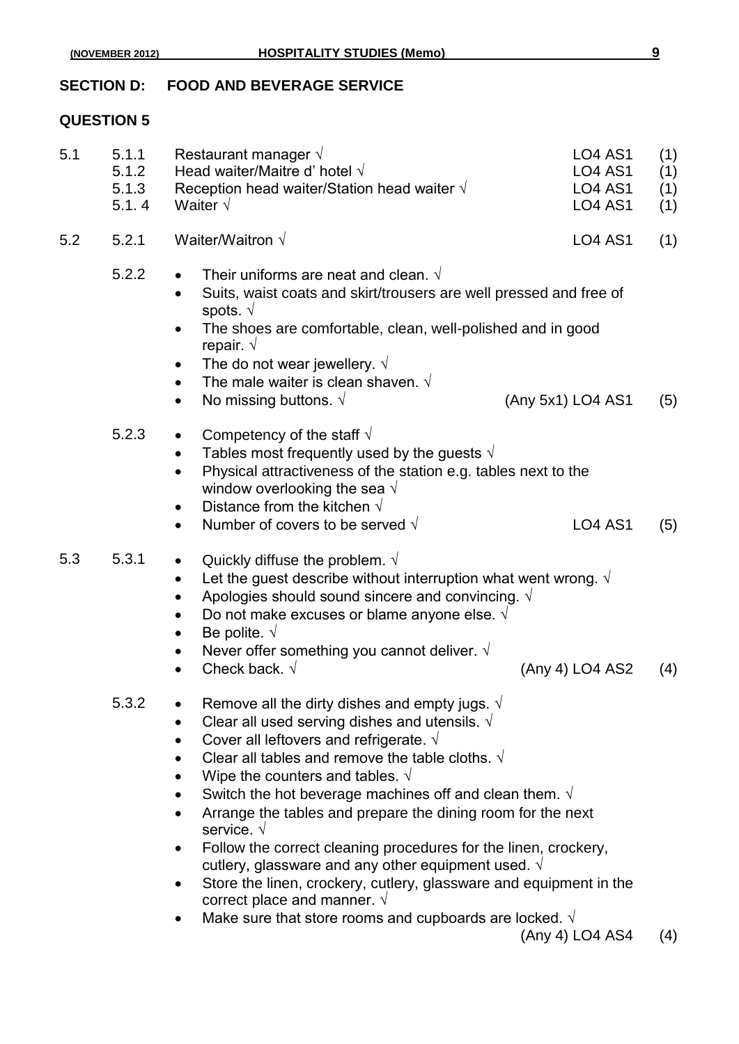## SECTION D: FOOD AND BEVERAGE SERVICE

### QUESTION 5

5.1
- 5.1.1 Restaurant manager √ — LO4 AS1 (1)
- 5.1.2 Head waiter/Maitre d' hotel √ — LO4 AS1 (1)
- 5.1.3 Reception head waiter/Station head waiter √ — LO4 AS1 (1)
- 5.1. 4 Waiter √ — LO4 AS1 (1)

5.2

5.2.1 Waiter/Waitron √ — LO4 AS1 (1)

5.2.2
- Their uniforms are neat and clean. √
- Suits, waist coats and skirt/trousers are well pressed and free of spots. √
- The shoes are comfortable, clean, well-polished and in good repair. √
- The do not wear jewellery. √
- The male waiter is clean shaven. √
- No missing buttons. √

(Any 5x1) LO4 AS1 (5)

5.2.3
- Competency of the staff √
- Tables most frequently used by the guests √
- Physical attractiveness of the station e.g. tables next to the window overlooking the sea √
- Distance from the kitchen √
- Number of covers to be served √

LO4 AS1 (5)

5.3

5.3.1
- Quickly diffuse the problem. √
- Let the guest describe without interruption what went wrong. √
- Apologies should sound sincere and convincing. √
- Do not make excuses or blame anyone else. √
- Be polite. √
- Never offer something you cannot deliver. √
- Check back. √

(Any 4) LO4 AS2 (4)

5.3.2
- Remove all the dirty dishes and empty jugs. √
- Clear all used serving dishes and utensils. √
- Cover all leftovers and refrigerate. √
- Clear all tables and remove the table cloths. √
- Wipe the counters and tables. √
- Switch the hot beverage machines off and clean them. √
- Arrange the tables and prepare the dining room for the next service. √
- Follow the correct cleaning procedures for the linen, crockery, cutlery, glassware and any other equipment used. √
- Store the linen, crockery, cutlery, glassware and equipment in the correct place and manner. √
- Make sure that store rooms and cupboards are locked. √

(Any 4) LO4 AS4 (4)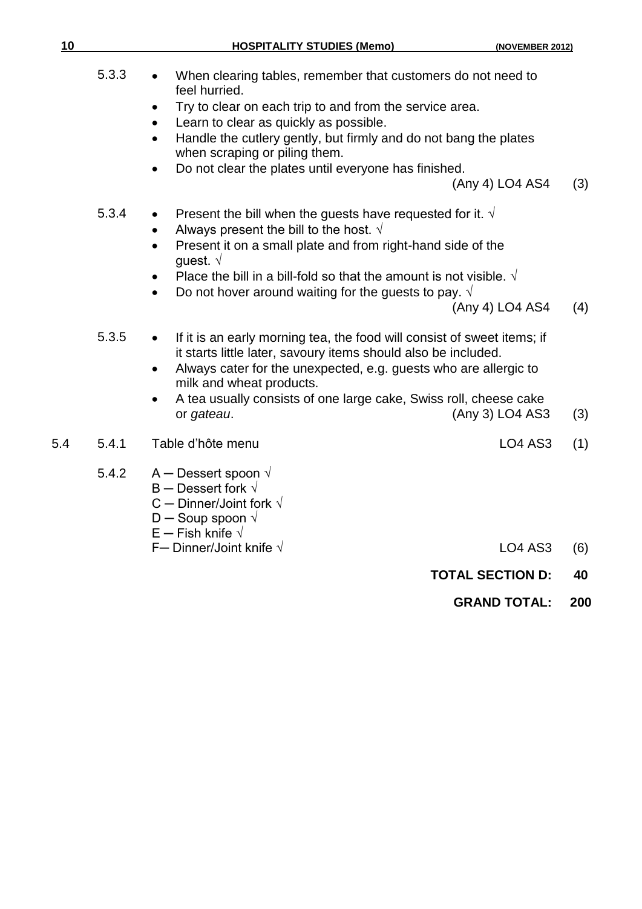5.3.3

- When clearing tables, remember that customers do not need to feel hurried.
- Try to clear on each trip to and from the service area.
- Learn to clear as quickly as possible.
- Handle the cutlery gently, but firmly and do not bang the plates when scraping or piling them.
- Do not clear the plates until everyone has finished.

(Any 4) LO4 AS4 (3)

5.3.4

- Present the bill when the guests have requested for it. √
- Always present the bill to the host. √
- Present it on a small plate and from right-hand side of the guest. √
- Place the bill in a bill-fold so that the amount is not visible. √
- Do not hover around waiting for the guests to pay. √

(Any 4) LO4 AS4 (4)

5.3.5

- If it is an early morning tea, the food will consist of sweet items; if it starts little later, savoury items should also be included.
- Always cater for the unexpected, e.g. guests who are allergic to milk and wheat products.
- A tea usually consists of one large cake, Swiss roll, cheese cake or *gateau*. (Any 3) LO4 AS3 (3)

5.4

5.4.1 Table d'hôte menu LO4 AS3 (1)

5.4.2
A – Dessert spoon √
B – Dessert fork √
C – Dinner/Joint fork √
D – Soup spoon √
E – Fish knife √
F– Dinner/Joint knife √ LO4 AS3 (6)

**TOTAL SECTION D: 40**

**GRAND TOTAL: 200**